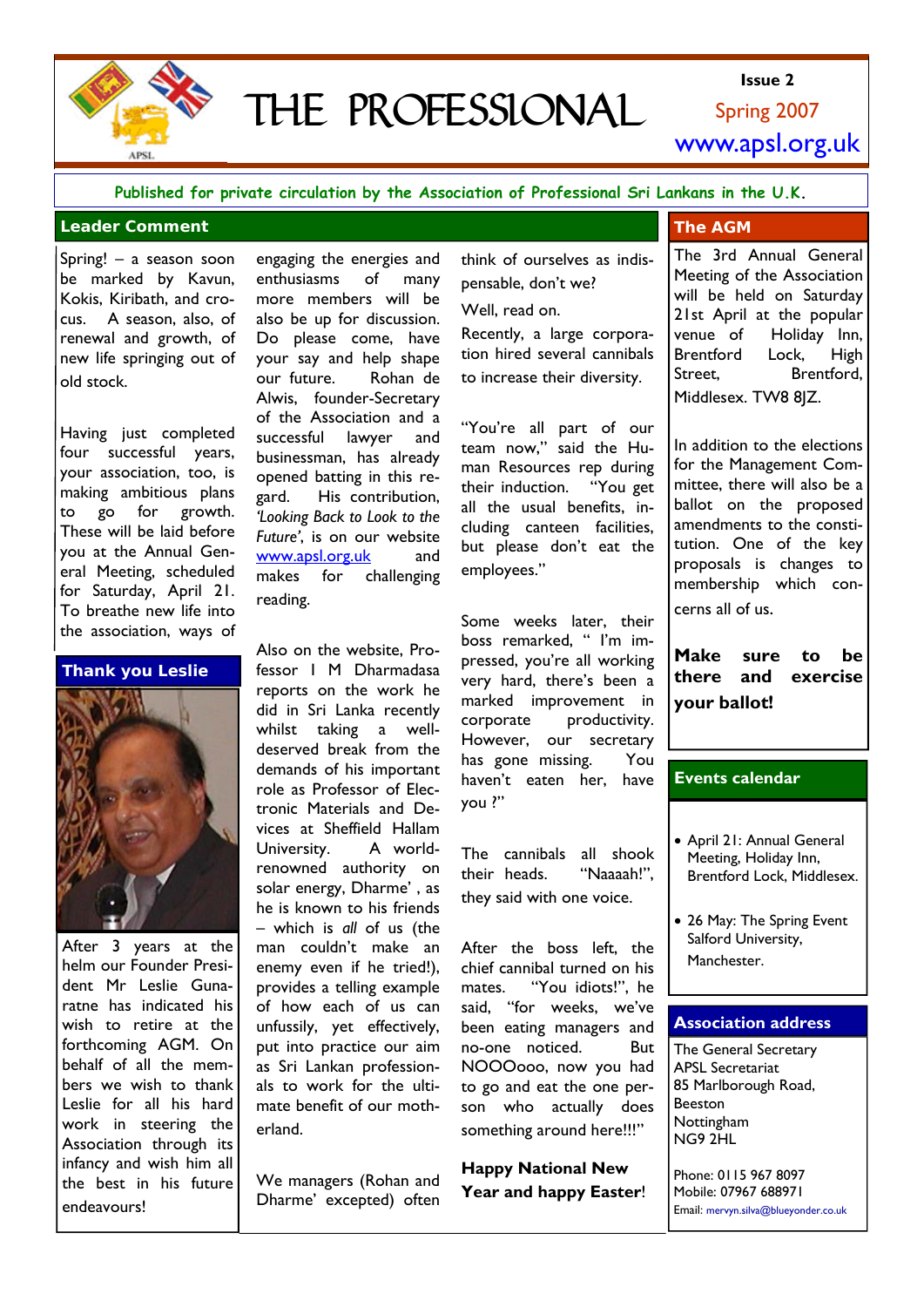# THE PROFESSIONAL

Issue 2

Spring 2007

www.apsl.org.uk

Published for private circulation by the Association of Professional Sri Lankans in the U.K.

## Leader Comment

Spring! – a season soon be marked by Kavun, Kokis, Kiribath, and crocus. A season, also, of renewal and growth, of new life springing out of old stock.

Having just completed four successful years, your association, too, is making ambitious plans to go for growth. These will be laid before you at the Annual General Meeting, scheduled for Saturday, April 21. To breathe new life into the association, ways of engaging the energies and enthusiasms of many more members will be also be up for discussion. Do please come, have your say and help shape our future. Rohan de Alwis, founder-Secretary of the Association and a successful lawyer and businessman, has already opened batting in this regard. His contribution, *'Looking Back to Look to the Future'*, is on our website www.apsl.org.uk and makes for challenging reading.

Also on the website, Professor I M Dharmadasa reports on the work he did in Sri Lanka recently whilst taking a well-deserved break from the demands of his important role as Professor of Electronic Materials and Devices at Sheffield Hallam University. A world-renowned authority on solar energy, Dharme', as he is known to his friends – which is *all* of us (the man couldn't make an enemy even if he tried!), provides a telling example of how each of us can unfussily, yet effectively, put into practice our aim as Sri Lankan professionals to work for the ultimate benefit of our motherland.

We managers (Rohan and Dharme' excepted) often think of ourselves as indispensable, don't we?

Well, read on.

Recently, a large corporation hired several cannibals to increase their diversity.

"You're all part of our team now," said the Human Resources rep during their induction. "You get all the usual benefits, including canteen facilities, but please don't eat the employees."

Some weeks later, their boss remarked, " I'm impressed, you're all working very hard, there's been a marked improvement in corporate productivity. However, our secretary has gone missing. You haven't eaten her, have you ?"

The cannibals all shook their heads. "Naaaah!", they said with one voice.

After the boss left, the chief cannibal turned on his mates. "You idiots!", he said, "for weeks, we've been eating managers and no-one noticed. But NOOOooo, now you had to go and eat the one person who actually does something around here!!!"

**Happy National New Year and happy Easter!**

## Thank you Leslie

After 3 years at the helm our Founder President Mr Leslie Gunaratne has indicated his wish to retire at the forthcoming AGM. On behalf of all the members we wish to thank Leslie for all his hard work in steering the Association through its infancy and wish him all the best in his future endeavours!

## The AGM

The 3rd Annual General Meeting of the Association will be held on Saturday 21st April at the popular venue of Holiday Inn, Brentford Lock, High Street, Brentford, Middlesex. TW8 8JZ.

In addition to the elections for the Management Committee, there will also be a ballot on the proposed amendments to the constitution. One of the key proposals is changes to membership which concerns all of us.

**Make sure to be there and exercise your ballot!**

## Events calendar

- April 21: Annual General Meeting, Holiday Inn, Brentford Lock, Middlesex.
- 26 May: The Spring Event Salford University, Manchester.

## Association address

The General Secretary
APSL Secretariat
85 Marlborough Road,
Beeston
Nottingham
NG9 2HL

Phone: 0115 967 8097
Mobile: 07967 688971
Email: mervyn.silva@blueyonder.co.uk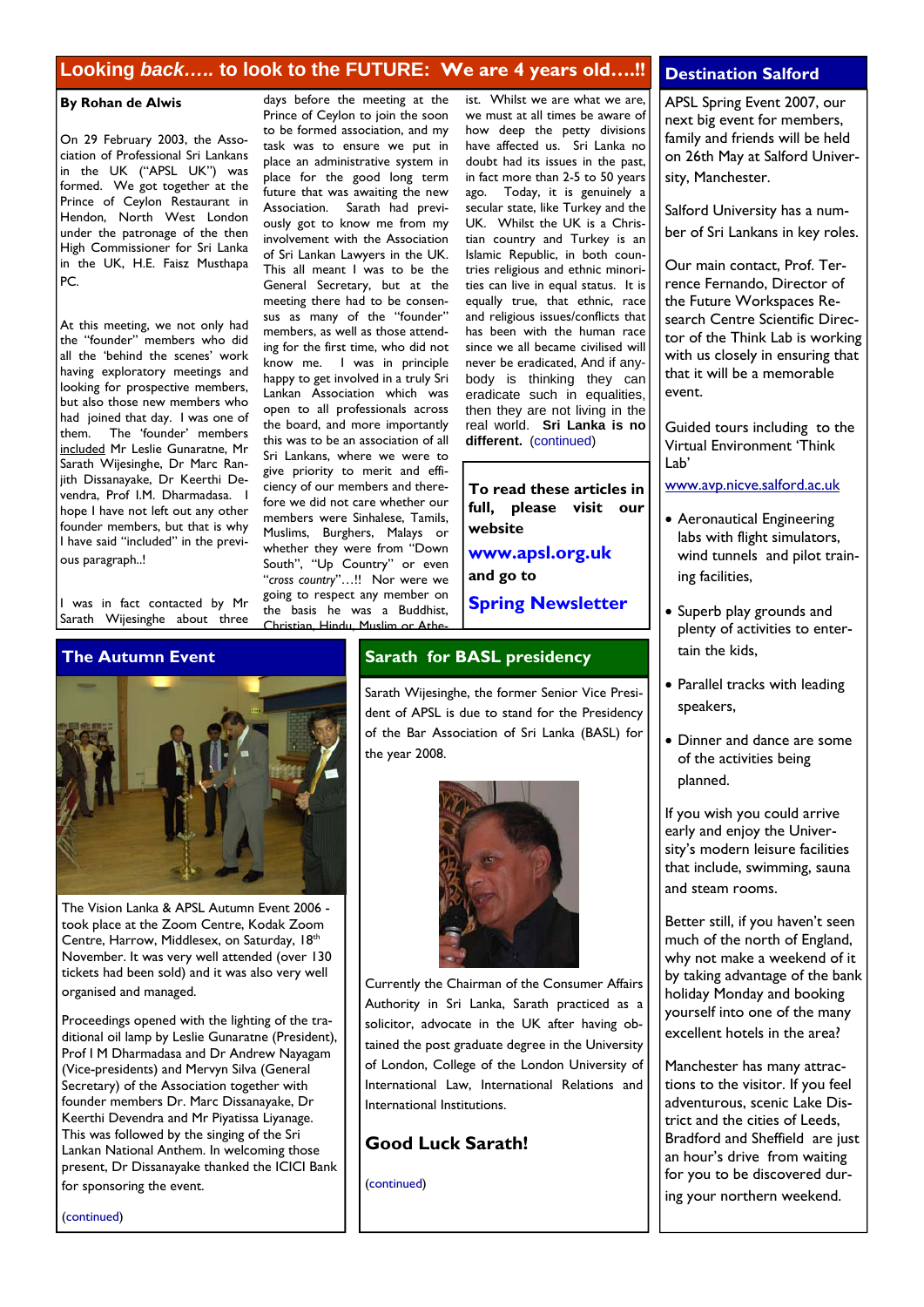## Looking *back*….. to look to the FUTURE: We are 4 years old….!!

**By Rohan de Alwis**

On 29 February 2003, the Association of Professional Sri Lankans in the UK ("APSL UK") was formed. We got together at the Prince of Ceylon Restaurant in Hendon, North West London under the patronage of the then High Commissioner for Sri Lanka in the UK, H.E. Faisz Musthapa PC.

At this meeting, we not only had the "founder" members who did all the 'behind the scenes' work having exploratory meetings and looking for prospective members, but also those new members who had joined that day. I was one of them. The 'founder' members included Mr Leslie Gunaratne, Mr Sarath Wijesinghe, Dr Marc Ranjith Dissanayake, Dr Keerthi Devendra, Prof I.M. Dharmadasa. I hope I have not left out any other founder members, but that is why I have said "included" in the previous paragraph..!

I was in fact contacted by Mr Sarath Wijesinghe about three days before the meeting at the Prince of Ceylon to join the soon to be formed association, and my task was to ensure we put in place an administrative system in place for the good long term future that was awaiting the new Association. Sarath had previously got to know me from my involvement with the Association of Sri Lankan Lawyers in the UK. This all meant I was to be the General Secretary, but at the meeting there had to be consensus as many of the "founder" members, as well as those attending for the first time, who did not know me. I was in principle happy to get involved in a truly Sri Lankan Association which was open to all professionals across the board, and more importantly this was to be an association of all Sri Lankans, where we were to give priority to merit and efficiency of our members and therefore we did not care whether our members were Sinhalese, Tamils, Muslims, Burghers, Malays or whether they were from "Down South", "Up Country" or even "*cross country*"…!! Nor were we going to respect any member on the basis he was a Buddhist, Christian, Hindu, Muslim or Atheist. Whilst we are what we are, we must at all times be aware of how deep the petty divisions have affected us. Sri Lanka no doubt had its issues in the past, in fact more than 2-5 to 50 years ago. Today, it is genuinely a secular state, like Turkey and the UK. Whilst the UK is a Christian country and Turkey is an Islamic Republic, in both countries religious and ethnic minorities can live in equal status. It is equally true, that ethnic, race and religious issues/conflicts that has been with the human race since we all became civilised will never be eradicated, And if anybody is thinking they can eradicate such in equalities, then they are not living in the real world. **Sri Lanka is no different.** (continued)

**To read these articles in full, please visit our website**

**www.apsl.org.uk**

**and go to**

**Spring Newsletter**

## Destination Salford

APSL Spring Event 2007, our next big event for members, family and friends will be held on 26th May at Salford University, Manchester.

Salford University has a number of Sri Lankans in key roles.

Our main contact, Prof. Terrence Fernando, Director of the Future Workspaces Research Centre Scientific Director of the Think Lab is working with us closely in ensuring that that it will be a memorable event.

Guided tours including to the Virtual Environment 'Think Lab'

www.avp.nicve.salford.ac.uk

- Aeronautical Engineering labs with flight simulators, wind tunnels and pilot training facilities,
- Superb play grounds and plenty of activities to entertain the kids,
- Parallel tracks with leading speakers,
- Dinner and dance are some of the activities being planned.

If you wish you could arrive early and enjoy the University's modern leisure facilities that include, swimming, sauna and steam rooms.

Better still, if you haven't seen much of the north of England, why not make a weekend of it by taking advantage of the bank holiday Monday and booking yourself into one of the many excellent hotels in the area?

Manchester has many attractions to the visitor. If you feel adventurous, scenic Lake District and the cities of Leeds, Bradford and Sheffield are just an hour's drive from waiting for you to be discovered during your northern weekend.

## The Autumn Event

The Vision Lanka & APSL Autumn Event 2006 - took place at the Zoom Centre, Kodak Zoom Centre, Harrow, Middlesex, on Saturday, 18th November. It was very well attended (over 130 tickets had been sold) and it was also very well organised and managed.

Proceedings opened with the lighting of the traditional oil lamp by Leslie Gunaratne (President), Prof I M Dharmadasa and Dr Andrew Nayagam (Vice-presidents) and Mervyn Silva (General Secretary) of the Association together with founder members Dr. Marc Dissanayake, Dr Keerthi Devendra and Mr Piyatissa Liyanage. This was followed by the singing of the Sri Lankan National Anthem. In welcoming those present, Dr Dissanayake thanked the ICICI Bank for sponsoring the event.

(continued)

## Sarath for BASL presidency

Sarath Wijesinghe, the former Senior Vice President of APSL is due to stand for the Presidency of the Bar Association of Sri Lanka (BASL) for the year 2008.

Currently the Chairman of the Consumer Affairs Authority in Sri Lanka, Sarath practiced as a solicitor, advocate in the UK after having obtained the post graduate degree in the University of London, College of the London University of International Law, International Relations and International Institutions.

**Good Luck Sarath!**

(continued)